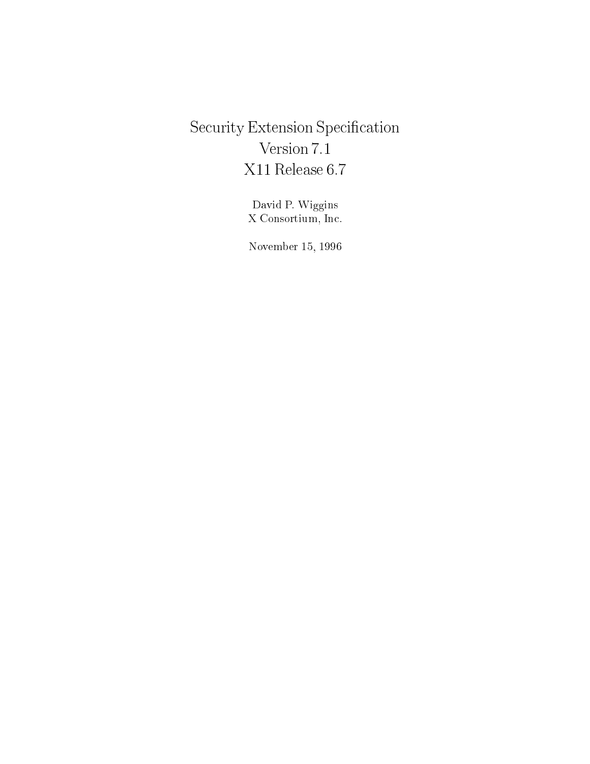# Security Extension Specification
## Version 7.1
## X11 Release 6.7

David P. Wiggins
X Consortium, Inc.

November 15, 1996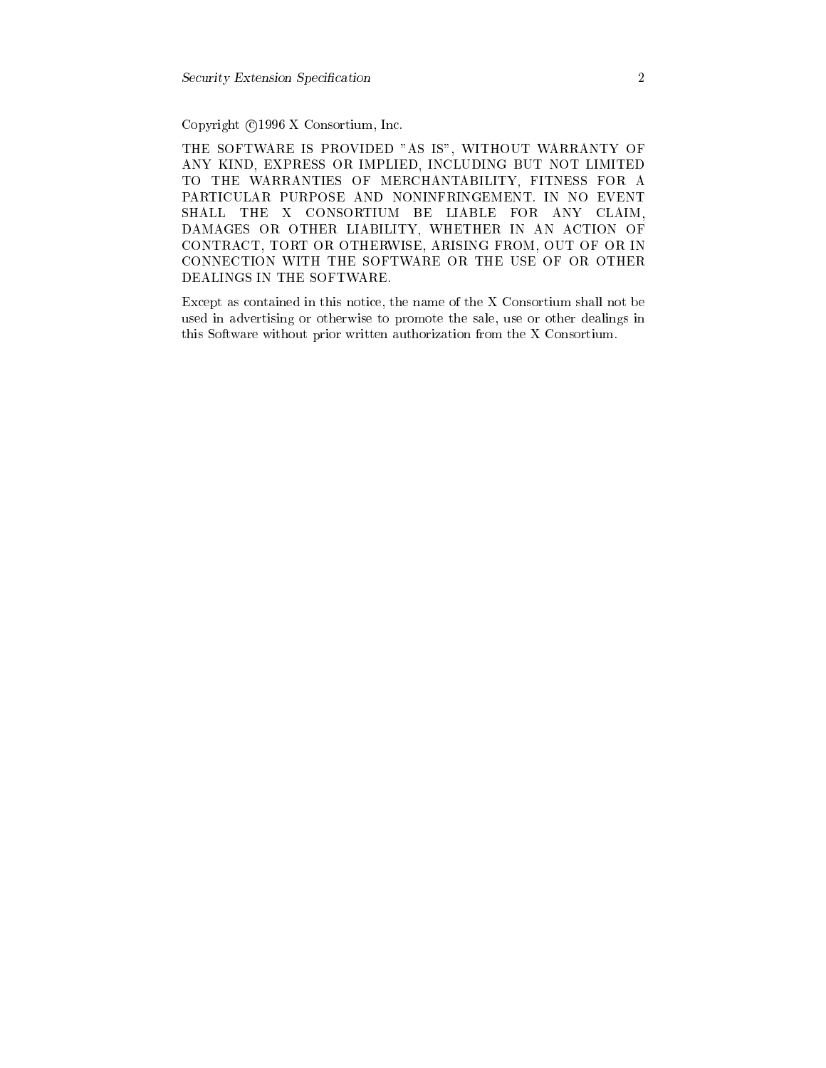Copyright ©1996 X Consortium, Inc.

THE SOFTWARE IS PROVIDED "AS IS", WITHOUT WARRANTY OF ANY KIND, EXPRESS OR IMPLIED, INCLUDING BUT NOT LIMITED TO THE WARRANTIES OF MERCHANTABILITY, FITNESS FOR A PARTICULAR PURPOSE AND NONINFRINGEMENT. IN NO EVENT SHALL THE X CONSORTIUM BE LIABLE FOR ANY CLAIM, DAMAGES OR OTHER LIABILITY, WHETHER IN AN ACTION OF CONTRACT, TORT OR OTHERWISE, ARISING FROM, OUT OF OR IN CONNECTION WITH THE SOFTWARE OR THE USE OF OR OTHER DEALINGS IN THE SOFTWARE.

Except as contained in this notice, the name of the X Consortium shall not be used in advertising or otherwise to promote the sale, use or other dealings in this Software without prior written authorization from the X Consortium.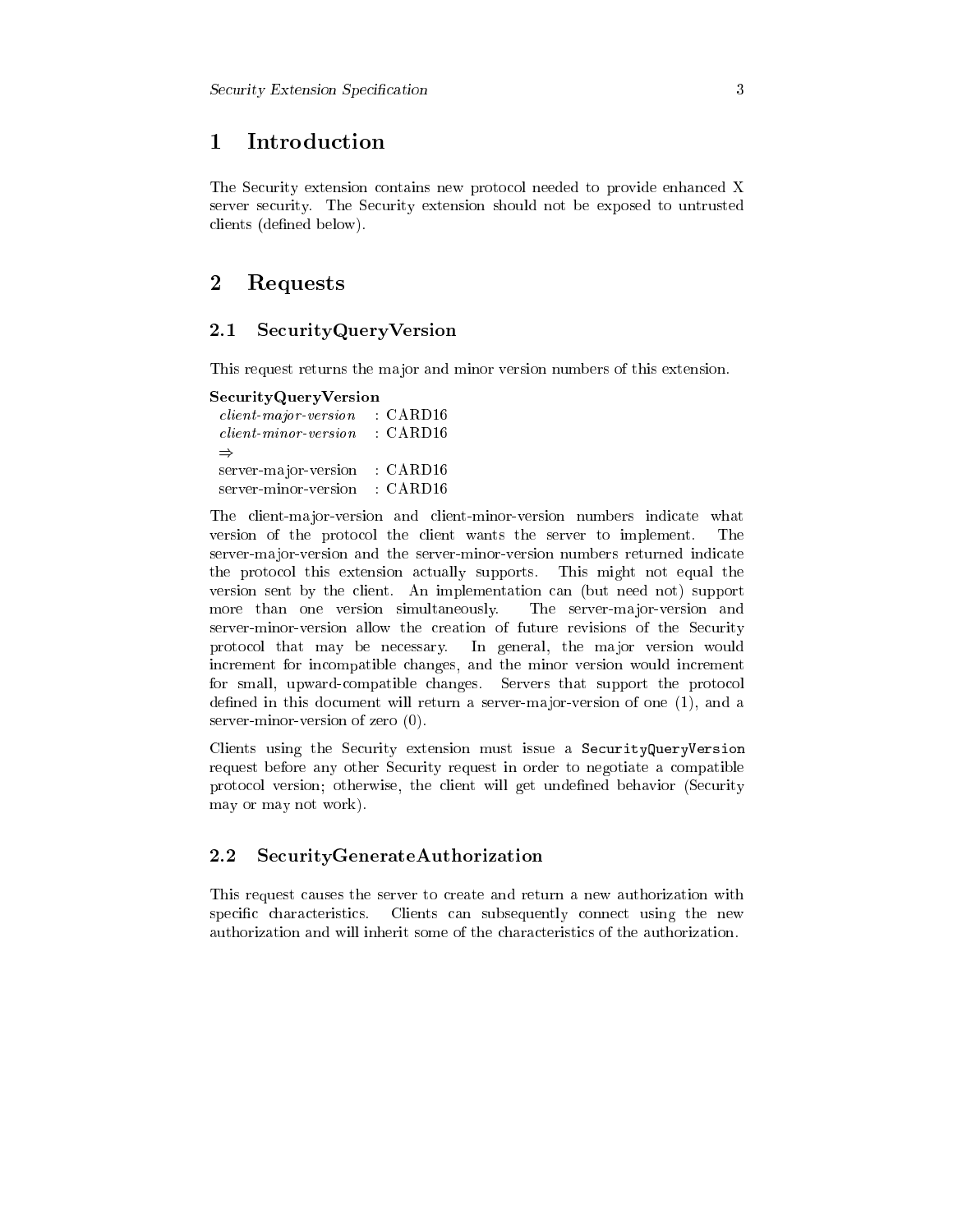# 1 Introduction

The Security extension contains new protocol needed to provide enhanced X server security. The Security extension should not be exposed to untrusted clients (defined below).

# 2 Requests

## 2.1 SecurityQueryVersion

This request returns the major and minor version numbers of this extension.

**SecurityQueryVersion**

| | |
|---|---|
| *client-major-version* | : CARD16 |
| *client-minor-version* | : CARD16 |
| ⇒ | |
| server-major-version | : CARD16 |
| server-minor-version | : CARD16 |

The client-major-version and client-minor-version numbers indicate what version of the protocol the client wants the server to implement. The server-major-version and the server-minor-version numbers returned indicate the protocol this extension actually supports. This might not equal the version sent by the client. An implementation can (but need not) support more than one version simultaneously. The server-major-version and server-minor-version allow the creation of future revisions of the Security protocol that may be necessary. In general, the major version would increment for incompatible changes, and the minor version would increment for small, upward-compatible changes. Servers that support the protocol defined in this document will return a server-major-version of one (1), and a server-minor-version of zero (0).

Clients using the Security extension must issue a `SecurityQueryVersion` request before any other Security request in order to negotiate a compatible protocol version; otherwise, the client will get undefined behavior (Security may or may not work).

## 2.2 SecurityGenerateAuthorization

This request causes the server to create and return a new authorization with specific characteristics. Clients can subsequently connect using the new authorization and will inherit some of the characteristics of the authorization.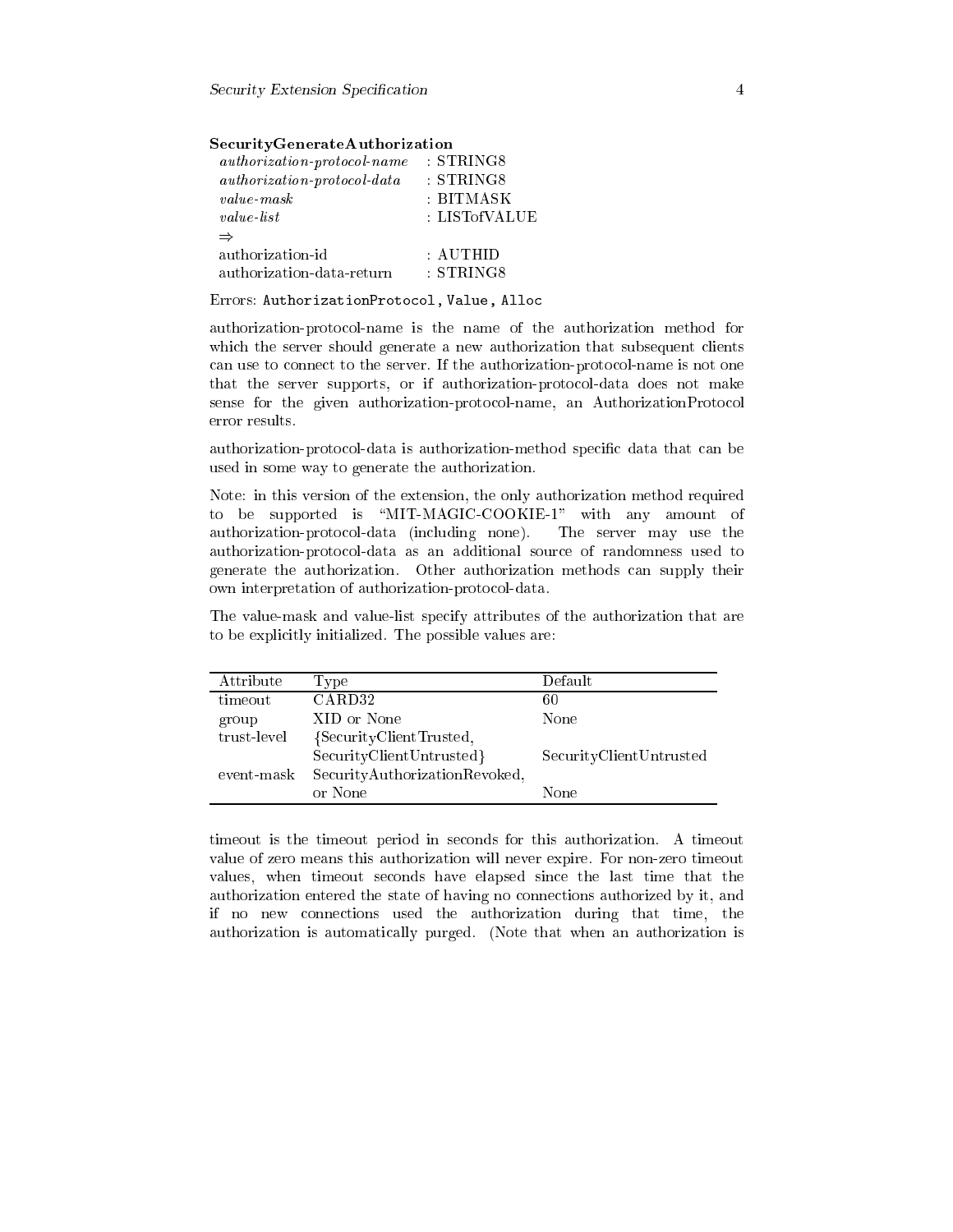**SecurityGenerateAuthorization**

| | |
|---|---|
| *authorization-protocol-name* | : STRING8 |
| *authorization-protocol-data* | : STRING8 |
| *value-mask* | : BITMASK |
| *value-list* | : LISTofVALUE |
| ⇒ | |
| authorization-id | : AUTHID |
| authorization-data-return | : STRING8 |

Errors: `AuthorizationProtocol`, `Value`, `Alloc`

authorization-protocol-name is the name of the authorization method for which the server should generate a new authorization that subsequent clients can use to connect to the server. If the authorization-protocol-name is not one that the server supports, or if authorization-protocol-data does not make sense for the given authorization-protocol-name, an AuthorizationProtocol error results.

authorization-protocol-data is authorization-method specific data that can be used in some way to generate the authorization.

Note: in this version of the extension, the only authorization method required to be supported is "MIT-MAGIC-COOKIE-1" with any amount of authorization-protocol-data (including none). The server may use the authorization-protocol-data as an additional source of randomness used to generate the authorization. Other authorization methods can supply their own interpretation of authorization-protocol-data.

The value-mask and value-list specify attributes of the authorization that are to be explicitly initialized. The possible values are:

| Attribute | Type | Default |
|---|---|---|
| timeout | CARD32 | 60 |
| group | XID or None | None |
| trust-level | {SecurityClientTrusted, SecurityClientUntrusted} | SecurityClientUntrusted |
| event-mask | SecurityAuthorizationRevoked, or None | None |

timeout is the timeout period in seconds for this authorization. A timeout value of zero means this authorization will never expire. For non-zero timeout values, when timeout seconds have elapsed since the last time that the authorization entered the state of having no connections authorized by it, and if no new connections used the authorization during that time, the authorization is automatically purged. (Note that when an authorization is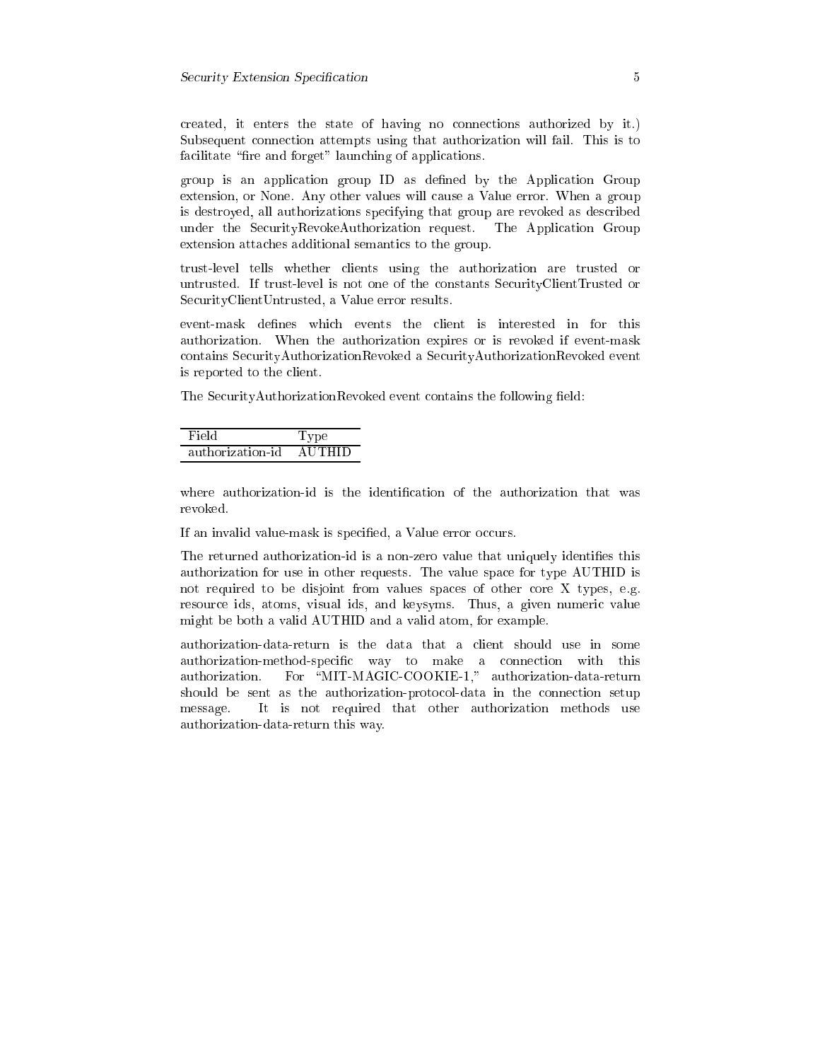created, it enters the state of having no connections authorized by it.) Subsequent connection attempts using that authorization will fail. This is to facilitate "fire and forget" launching of applications.

group is an application group ID as defined by the Application Group extension, or None. Any other values will cause a Value error. When a group is destroyed, all authorizations specifying that group are revoked as described under the SecurityRevokeAuthorization request. The Application Group extension attaches additional semantics to the group.

trust-level tells whether clients using the authorization are trusted or untrusted. If trust-level is not one of the constants SecurityClientTrusted or SecurityClientUntrusted, a Value error results.

event-mask defines which events the client is interested in for this authorization. When the authorization expires or is revoked if event-mask contains SecurityAuthorizationRevoked a SecurityAuthorizationRevoked event is reported to the client.

The SecurityAuthorizationRevoked event contains the following field:

| Field | Type |
|---|---|
| authorization-id | AUTHID |

where authorization-id is the identification of the authorization that was revoked.

If an invalid value-mask is specified, a Value error occurs.

The returned authorization-id is a non-zero value that uniquely identifies this authorization for use in other requests. The value space for type AUTHID is not required to be disjoint from values spaces of other core X types, e.g. resource ids, atoms, visual ids, and keysyms. Thus, a given numeric value might be both a valid AUTHID and a valid atom, for example.

authorization-data-return is the data that a client should use in some authorization-method-specific way to make a connection with this authorization. For "MIT-MAGIC-COOKIE-1," authorization-data-return should be sent as the authorization-protocol-data in the connection setup message. It is not required that other authorization methods use authorization-data-return this way.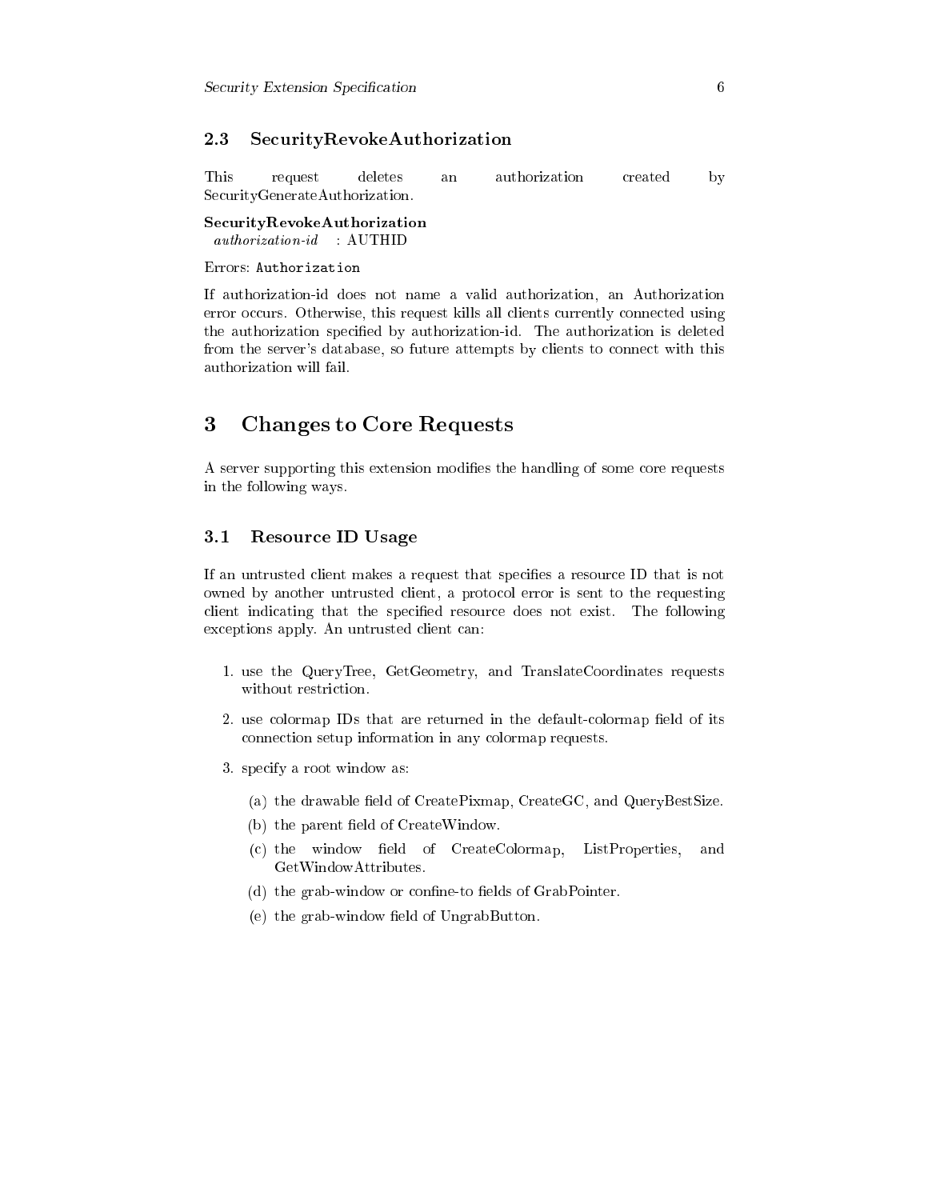### 2.3 SecurityRevokeAuthorization

This request deletes an authorization created by SecurityGenerateAuthorization.

**SecurityRevokeAuthorization**
*authorization-id* : AUTHID

Errors: `Authorization`

If authorization-id does not name a valid authorization, an Authorization error occurs. Otherwise, this request kills all clients currently connected using the authorization specified by authorization-id. The authorization is deleted from the server's database, so future attempts by clients to connect with this authorization will fail.

## 3 Changes to Core Requests

A server supporting this extension modifies the handling of some core requests in the following ways.

### 3.1 Resource ID Usage

If an untrusted client makes a request that specifies a resource ID that is not owned by another untrusted client, a protocol error is sent to the requesting client indicating that the specified resource does not exist. The following exceptions apply. An untrusted client can:

1. use the QueryTree, GetGeometry, and TranslateCoordinates requests without restriction.
2. use colormap IDs that are returned in the default-colormap field of its connection setup information in any colormap requests.
3. specify a root window as:
   (a) the drawable field of CreatePixmap, CreateGC, and QueryBestSize.
   (b) the parent field of CreateWindow.
   (c) the window field of CreateColormap, ListProperties, and GetWindowAttributes.
   (d) the grab-window or confine-to fields of GrabPointer.
   (e) the grab-window field of UngrabButton.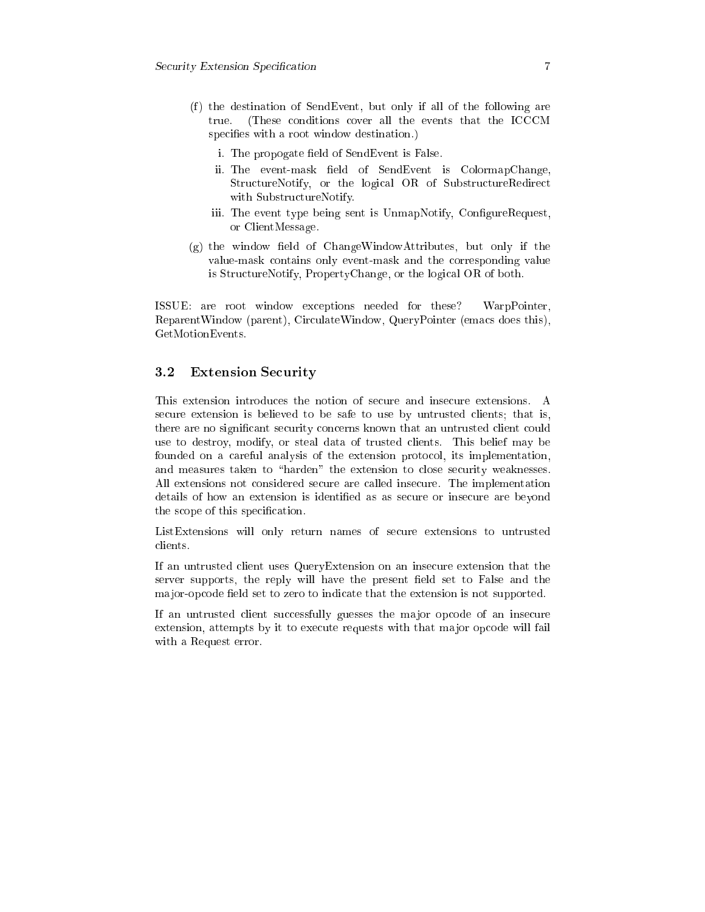(f) the destination of SendEvent, but only if all of the following are true. (These conditions cover all the events that the ICCCM specifies with a root window destination.)

   i. The propogate field of SendEvent is False.

   ii. The event-mask field of SendEvent is ColormapChange, StructureNotify, or the logical OR of SubstructureRedirect with SubstructureNotify.

   iii. The event type being sent is UnmapNotify, ConfigureRequest, or ClientMessage.

(g) the window field of ChangeWindowAttributes, but only if the value-mask contains only event-mask and the corresponding value is StructureNotify, PropertyChange, or the logical OR of both.

ISSUE: are root window exceptions needed for these? WarpPointer, ReparentWindow (parent), CirculateWindow, QueryPointer (emacs does this), GetMotionEvents.

### 3.2 Extension Security

This extension introduces the notion of secure and insecure extensions. A secure extension is believed to be safe to use by untrusted clients; that is, there are no significant security concerns known that an untrusted client could use to destroy, modify, or steal data of trusted clients. This belief may be founded on a careful analysis of the extension protocol, its implementation, and measures taken to "harden" the extension to close security weaknesses. All extensions not considered secure are called insecure. The implementation details of how an extension is identified as as secure or insecure are beyond the scope of this specification.

ListExtensions will only return names of secure extensions to untrusted clients.

If an untrusted client uses QueryExtension on an insecure extension that the server supports, the reply will have the present field set to False and the major-opcode field set to zero to indicate that the extension is not supported.

If an untrusted client successfully guesses the major opcode of an insecure extension, attempts by it to execute requests with that major opcode will fail with a Request error.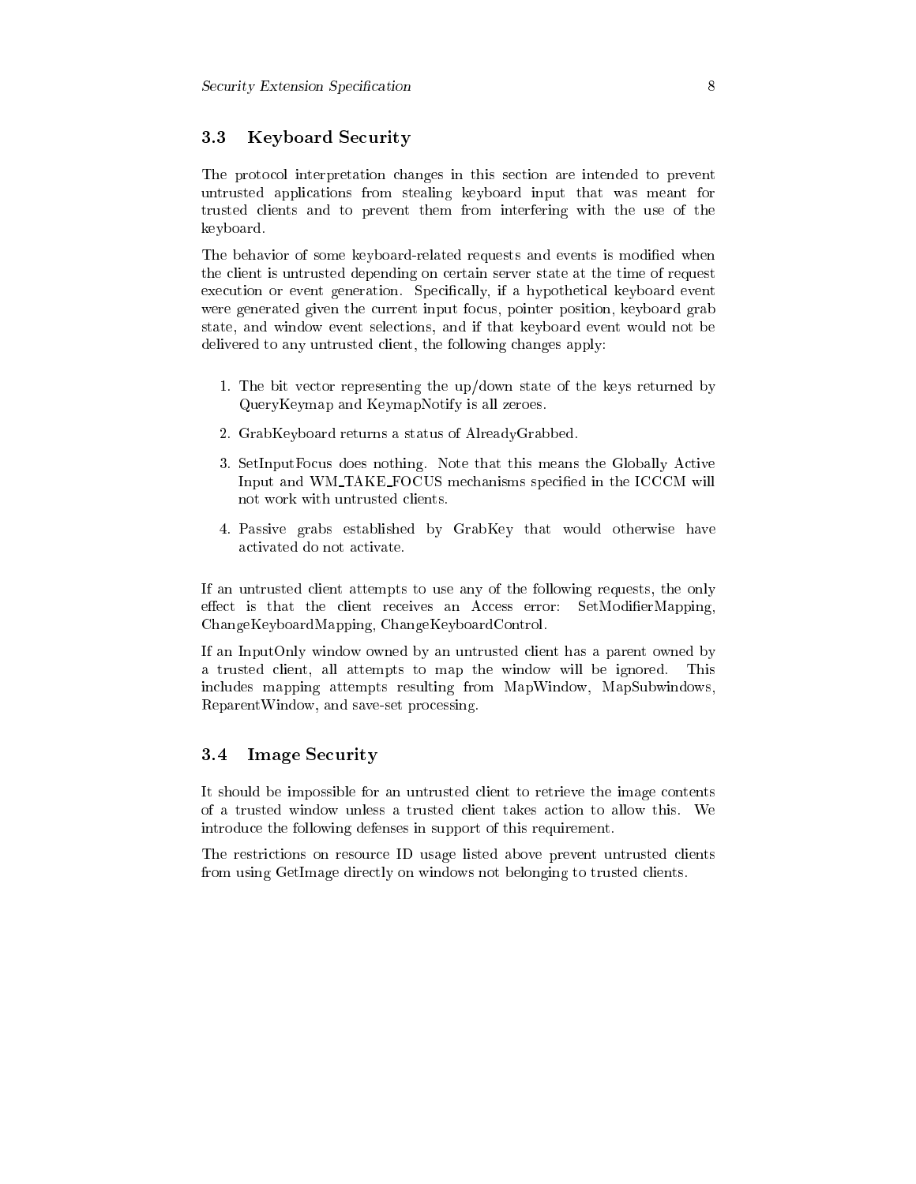## 3.3 Keyboard Security

The protocol interpretation changes in this section are intended to prevent untrusted applications from stealing keyboard input that was meant for trusted clients and to prevent them from interfering with the use of the keyboard.

The behavior of some keyboard-related requests and events is modified when the client is untrusted depending on certain server state at the time of request execution or event generation. Specifically, if a hypothetical keyboard event were generated given the current input focus, pointer position, keyboard grab state, and window event selections, and if that keyboard event would not be delivered to any untrusted client, the following changes apply:

1. The bit vector representing the up/down state of the keys returned by QueryKeymap and KeymapNotify is all zeroes.
2. GrabKeyboard returns a status of AlreadyGrabbed.
3. SetInputFocus does nothing. Note that this means the Globally Active Input and WM_TAKE_FOCUS mechanisms specified in the ICCCM will not work with untrusted clients.
4. Passive grabs established by GrabKey that would otherwise have activated do not activate.

If an untrusted client attempts to use any of the following requests, the only effect is that the client receives an Access error: SetModifierMapping, ChangeKeyboardMapping, ChangeKeyboardControl.

If an InputOnly window owned by an untrusted client has a parent owned by a trusted client, all attempts to map the window will be ignored. This includes mapping attempts resulting from MapWindow, MapSubwindows, ReparentWindow, and save-set processing.

## 3.4 Image Security

It should be impossible for an untrusted client to retrieve the image contents of a trusted window unless a trusted client takes action to allow this. We introduce the following defenses in support of this requirement.

The restrictions on resource ID usage listed above prevent untrusted clients from using GetImage directly on windows not belonging to trusted clients.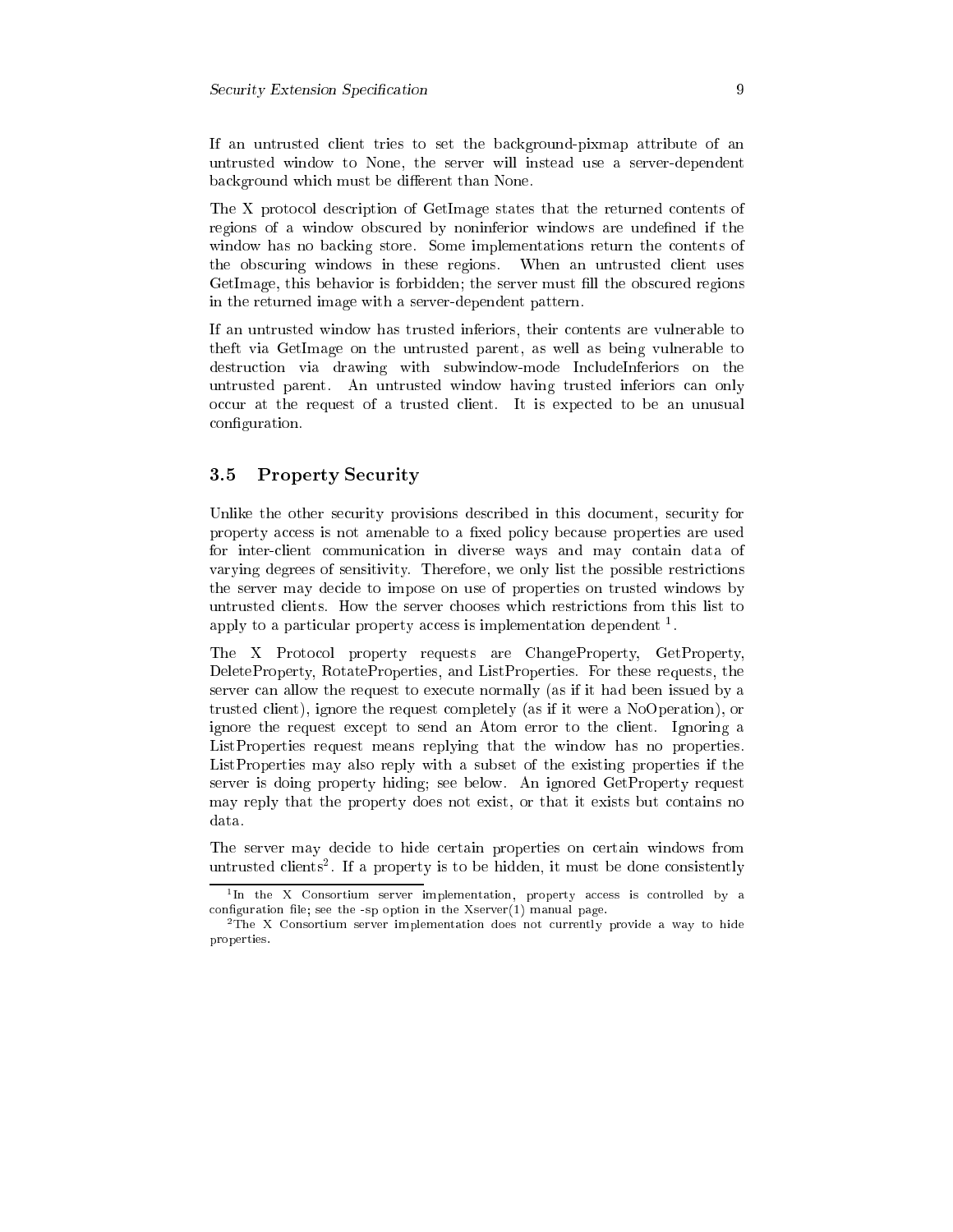If an untrusted client tries to set the background-pixmap attribute of an untrusted window to None, the server will instead use a server-dependent background which must be different than None.

The X protocol description of GetImage states that the returned contents of regions of a window obscured by noninferior windows are undefined if the window has no backing store. Some implementations return the contents of the obscuring windows in these regions. When an untrusted client uses GetImage, this behavior is forbidden; the server must fill the obscured regions in the returned image with a server-dependent pattern.

If an untrusted window has trusted inferiors, their contents are vulnerable to theft via GetImage on the untrusted parent, as well as being vulnerable to destruction via drawing with subwindow-mode IncludeInferiors on the untrusted parent. An untrusted window having trusted inferiors can only occur at the request of a trusted client. It is expected to be an unusual configuration.

### 3.5 Property Security

Unlike the other security provisions described in this document, security for property access is not amenable to a fixed policy because properties are used for inter-client communication in diverse ways and may contain data of varying degrees of sensitivity. Therefore, we only list the possible restrictions the server may decide to impose on use of properties on trusted windows by untrusted clients. How the server chooses which restrictions from this list to apply to a particular property access is implementation dependent [1].

The X Protocol property requests are ChangeProperty, GetProperty, DeleteProperty, RotateProperties, and ListProperties. For these requests, the server can allow the request to execute normally (as if it had been issued by a trusted client), ignore the request completely (as if it were a NoOperation), or ignore the request except to send an Atom error to the client. Ignoring a ListProperties request means replying that the window has no properties. ListProperties may also reply with a subset of the existing properties if the server is doing property hiding; see below. An ignored GetProperty request may reply that the property does not exist, or that it exists but contains no data.

The server may decide to hide certain properties on certain windows from untrusted clients[2]. If a property is to be hidden, it must be done consistently

[1] In the X Consortium server implementation, property access is controlled by a configuration file; see the -sp option in the Xserver(1) manual page.

[2] The X Consortium server implementation does not currently provide a way to hide properties.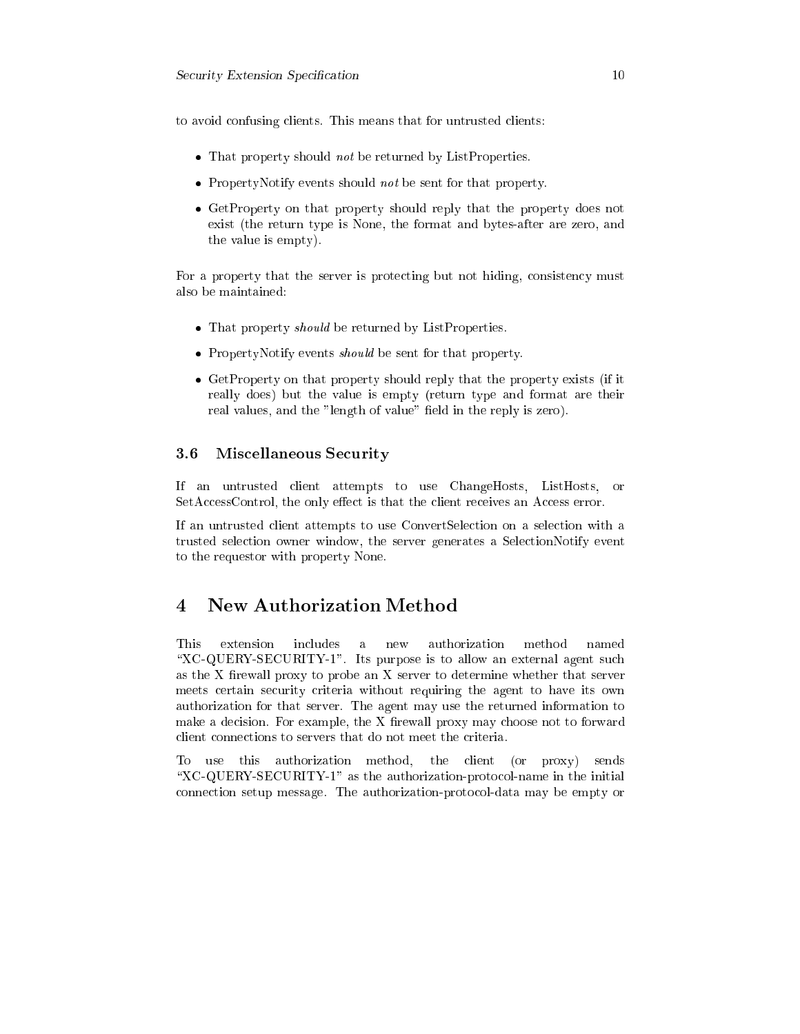to avoid confusing clients. This means that for untrusted clients:

- That property should *not* be returned by ListProperties.
- PropertyNotify events should *not* be sent for that property.
- GetProperty on that property should reply that the property does not exist (the return type is None, the format and bytes-after are zero, and the value is empty).

For a property that the server is protecting but not hiding, consistency must also be maintained:

- That property *should* be returned by ListProperties.
- PropertyNotify events *should* be sent for that property.
- GetProperty on that property should reply that the property exists (if it really does) but the value is empty (return type and format are their real values, and the "length of value" field in the reply is zero).

### 3.6 Miscellaneous Security

If an untrusted client attempts to use ChangeHosts, ListHosts, or SetAccessControl, the only effect is that the client receives an Access error.

If an untrusted client attempts to use ConvertSelection on a selection with a trusted selection owner window, the server generates a SelectionNotify event to the requestor with property None.

## 4 New Authorization Method

This extension includes a new authorization method named "XC-QUERY-SECURITY-1". Its purpose is to allow an external agent such as the X firewall proxy to probe an X server to determine whether that server meets certain security criteria without requiring the agent to have its own authorization for that server. The agent may use the returned information to make a decision. For example, the X firewall proxy may choose not to forward client connections to servers that do not meet the criteria.

To use this authorization method, the client (or proxy) sends "XC-QUERY-SECURITY-1" as the authorization-protocol-name in the initial connection setup message. The authorization-protocol-data may be empty or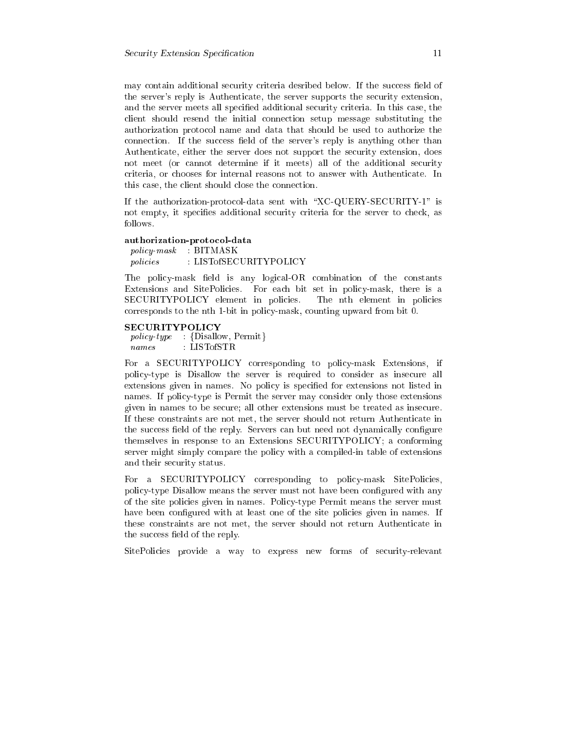may contain additional security criteria desribed below. If the success field of the server's reply is Authenticate, the server supports the security extension, and the server meets all specified additional security criteria. In this case, the client should resend the initial connection setup message substituting the authorization protocol name and data that should be used to authorize the connection. If the success field of the server's reply is anything other than Authenticate, either the server does not support the security extension, does not meet (or cannot determine if it meets) all of the additional security criteria, or chooses for internal reasons not to answer with Authenticate. In this case, the client should close the connection.

If the authorization-protocol-data sent with "XC-QUERY-SECURITY-1" is not empty, it specifies additional security criteria for the server to check, as follows.

**authorization-protocol-data**
*policy-mask* : BITMASK
*policies* : LISTofSECURITYPOLICY

The policy-mask field is any logical-OR combination of the constants Extensions and SitePolicies. For each bit set in policy-mask, there is a SECURITYPOLICY element in policies. The nth element in policies corresponds to the nth 1-bit in policy-mask, counting upward from bit 0.

**SECURITYPOLICY**
*policy-type* : {Disallow, Permit}
*names* : LISTofSTR

For a SECURITYPOLICY corresponding to policy-mask Extensions, if policy-type is Disallow the server is required to consider as insecure all extensions given in names. No policy is specified for extensions not listed in names. If policy-type is Permit the server may consider only those extensions given in names to be secure; all other extensions must be treated as insecure. If these constraints are not met, the server should not return Authenticate in the success field of the reply. Servers can but need not dynamically configure themselves in response to an Extensions SECURITYPOLICY; a conforming server might simply compare the policy with a compiled-in table of extensions and their security status.

For a SECURITYPOLICY corresponding to policy-mask SitePolicies, policy-type Disallow means the server must not have been configured with any of the site policies given in names. Policy-type Permit means the server must have been configured with at least one of the site policies given in names. If these constraints are not met, the server should not return Authenticate in the success field of the reply.

SitePolicies provide a way to express new forms of security-relevant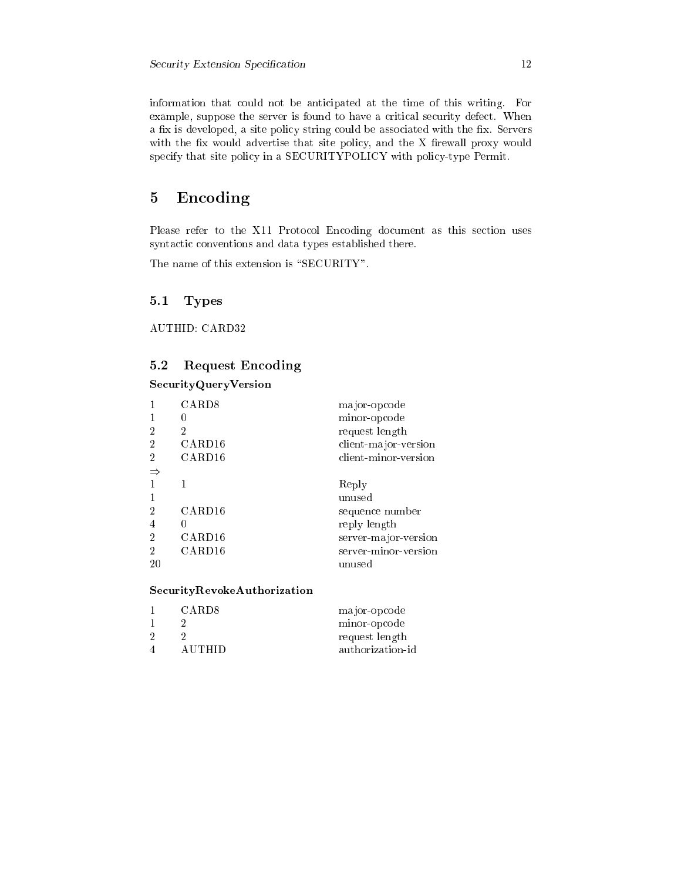information that could not be anticipated at the time of this writing. For example, suppose the server is found to have a critical security defect. When a fix is developed, a site policy string could be associated with the fix. Servers with the fix would advertise that site policy, and the X firewall proxy would specify that site policy in a SECURITYPOLICY with policy-type Permit.

# 5 Encoding

Please refer to the X11 Protocol Encoding document as this section uses syntactic conventions and data types established there.

The name of this extension is “SECURITY”.

## 5.1 Types

AUTHID: CARD32

## 5.2 Request Encoding

**SecurityQueryVersion**

| | | |
|---|---|---|
| 1 | CARD8 | major-opcode |
| 1 | 0 | minor-opcode |
| 2 | 2 | request length |
| 2 | CARD16 | client-major-version |
| 2 | CARD16 | client-minor-version |
| ⇒ | | |
| 1 | 1 | Reply |
| 1 | | unused |
| 2 | CARD16 | sequence number |
| 4 | 0 | reply length |
| 2 | CARD16 | server-major-version |
| 2 | CARD16 | server-minor-version |
| 20 | | unused |

**SecurityRevokeAuthorization**

| | | |
|---|---|---|
| 1 | CARD8 | major-opcode |
| 1 | 2 | minor-opcode |
| 2 | 2 | request length |
| 4 | AUTHID | authorization-id |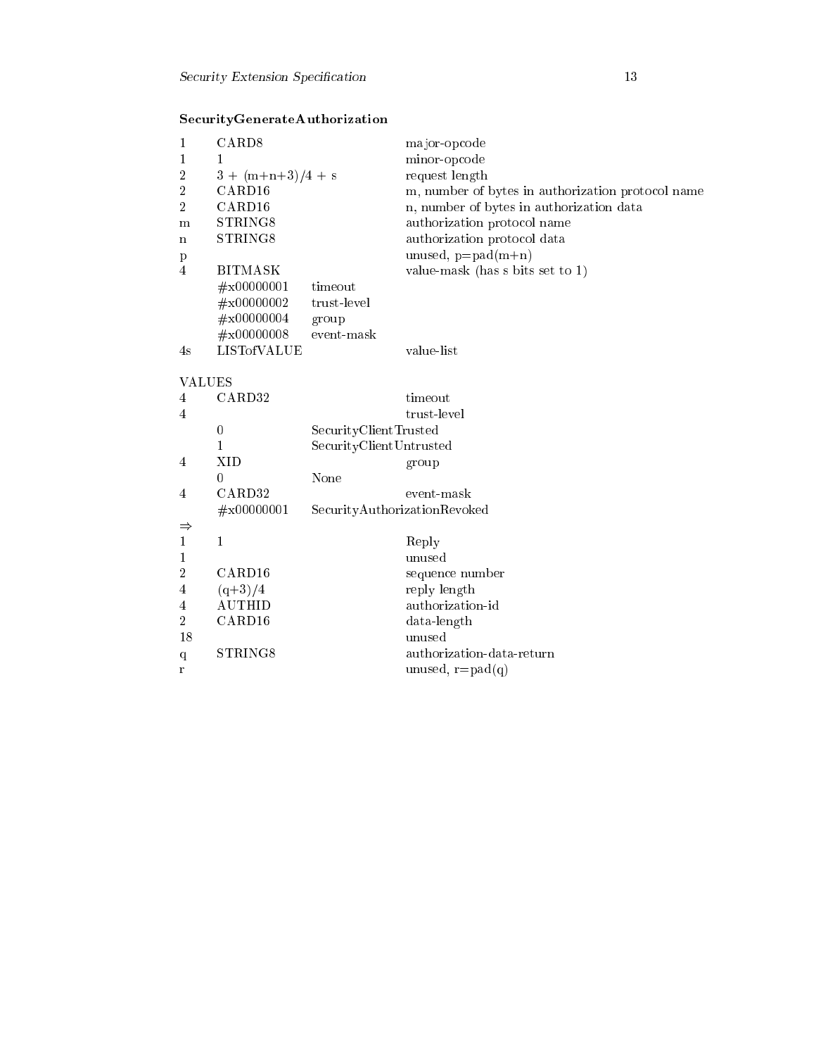### SecurityGenerateAuthorization

```
1      CARD8                            major-opcode
1      1                                minor-opcode
2      3 + (m+n+3)/4 + s                request length
2      CARD16                           m, number of bytes in authorization protocol name
2      CARD16                           n, number of bytes in authorization data
m      STRING8                          authorization protocol name
n      STRING8                          authorization protocol data
p                                       unused, p=pad(m+n)
4      BITMASK                          value-mask (has s bits set to 1)
       #x00000001     timeout
       #x00000002     trust-level
       #x00000004     group
       #x00000008     event-mask
4s     LISTofVALUE                      value-list

VALUES
4      CARD32                           timeout
4                                       trust-level
       0              SecurityClientTrusted
       1              SecurityClientUntrusted
4      XID                              group
       0              None
4      CARD32                           event-mask
       #x00000001     SecurityAuthorizationRevoked
⇒
1      1                                Reply
1                                       unused
2      CARD16                           sequence number
4      (q+3)/4                          reply length
4      AUTHID                           authorization-id
2      CARD16                           data-length
18                                      unused
q      STRING8                          authorization-data-return
r                                       unused, r=pad(q)
```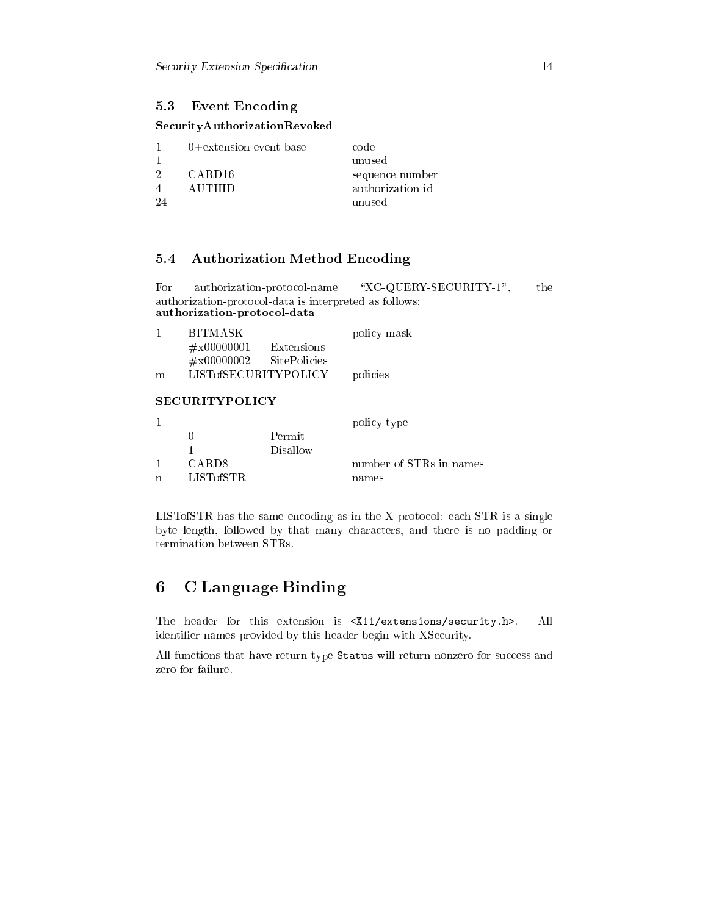### 5.3 Event Encoding

**SecurityAuthorizationRevoked**

| | | |
|---|---|---|
| 1 | 0+extension event base | code |
| 1 | | unused |
| 2 | CARD16 | sequence number |
| 4 | AUTHID | authorization id |
| 24 | | unused |

### 5.4 Authorization Method Encoding

For authorization-protocol-name "XC-QUERY-SECURITY-1", the authorization-protocol-data is interpreted as follows:
**authorization-protocol-data**

| | | | |
|---|---|---|---|
| 1 | BITMASK | | policy-mask |
| | #x00000001 | Extensions | |
| | #x00000002 | SitePolicies | |
| m | LISTofSECURITYPOLICY | | policies |

**SECURITYPOLICY**

| | | | |
|---|---|---|---|
| 1 | | | policy-type |
| | 0 | Permit | |
| | 1 | Disallow | |
| 1 | CARD8 | | number of STRs in names |
| n | LISTofSTR | | names |

LISTofSTR has the same encoding as in the X protocol: each STR is a single byte length, followed by that many characters, and there is no padding or termination between STRs.

## 6 C Language Binding

The header for this extension is `<X11/extensions/security.h>`. All identifier names provided by this header begin with XSecurity.

All functions that have return type `Status` will return nonzero for success and zero for failure.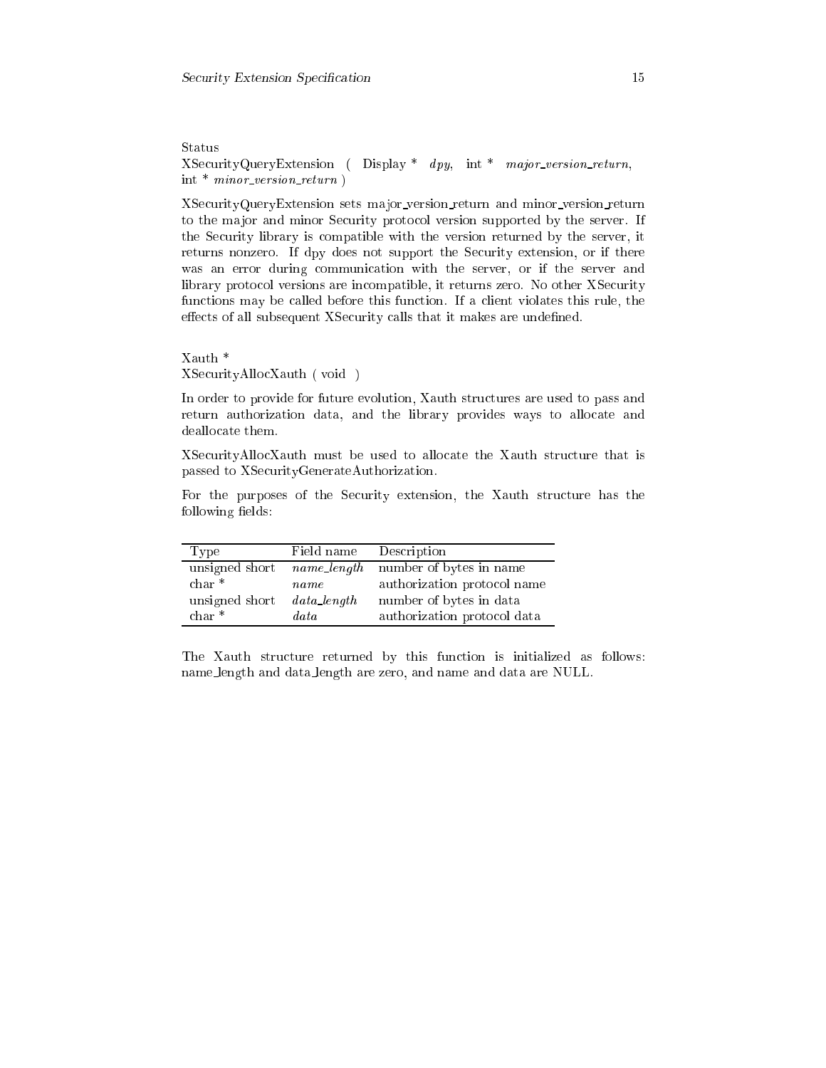Status
XSecurityQueryExtension ( Display * *dpy*, int * *major_version_return*, int * *minor_version_return* )

XSecurityQueryExtension sets major_version_return and minor_version_return to the major and minor Security protocol version supported by the server. If the Security library is compatible with the version returned by the server, it returns nonzero. If dpy does not support the Security extension, or if there was an error during communication with the server, or if the server and library protocol versions are incompatible, it returns zero. No other XSecurity functions may be called before this function. If a client violates this rule, the effects of all subsequent XSecurity calls that it makes are undefined.

Xauth *
XSecurityAllocXauth ( void )

In order to provide for future evolution, Xauth structures are used to pass and return authorization data, and the library provides ways to allocate and deallocate them.

XSecurityAllocXauth must be used to allocate the Xauth structure that is passed to XSecurityGenerateAuthorization.

For the purposes of the Security extension, the Xauth structure has the following fields:

| Type | Field name | Description |
|---|---|---|
| unsigned short | *name_length* | number of bytes in name |
| char * | *name* | authorization protocol name |
| unsigned short | *data_length* | number of bytes in data |
| char * | *data* | authorization protocol data |

The Xauth structure returned by this function is initialized as follows: name_length and data_length are zero, and name and data are NULL.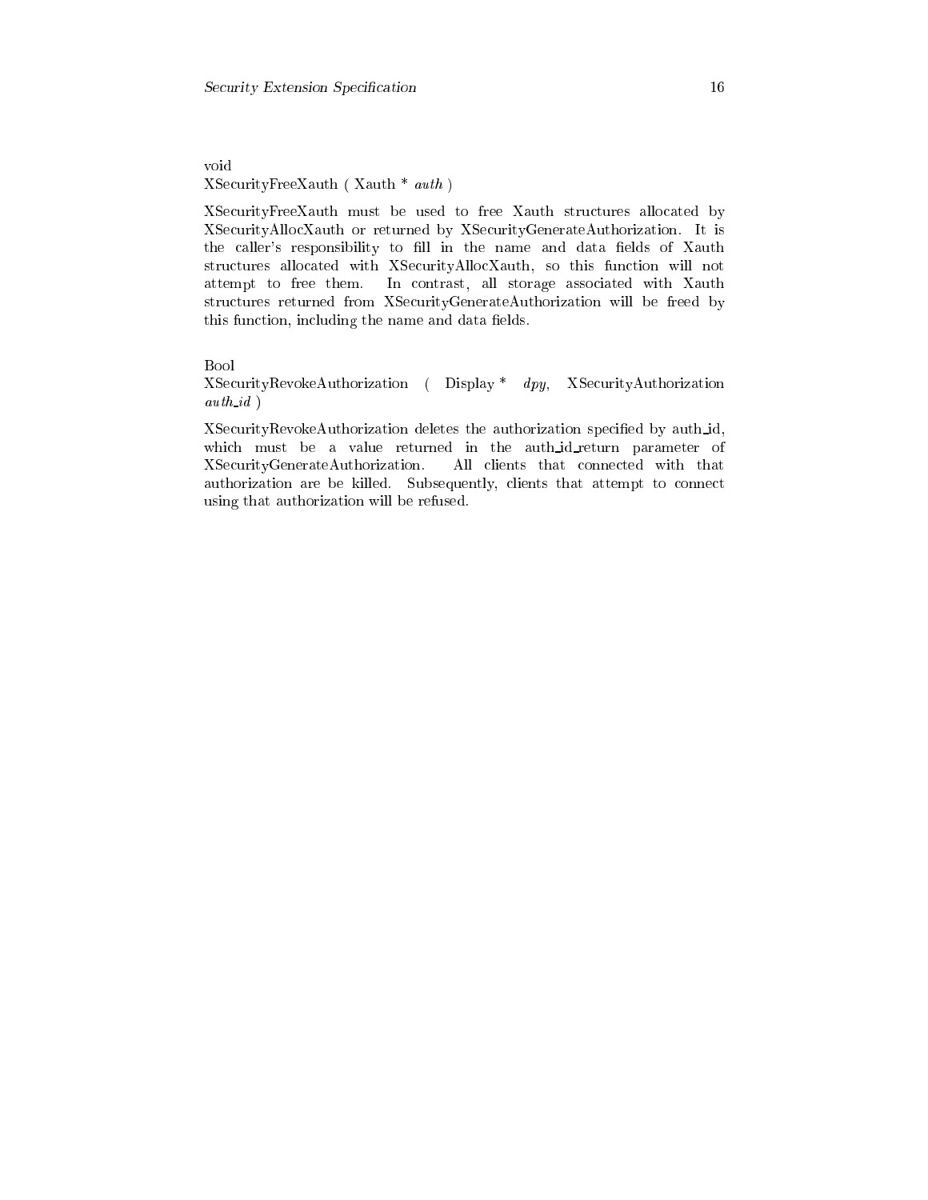void
XSecurityFreeXauth ( Xauth * *auth* )

XSecurityFreeXauth must be used to free Xauth structures allocated by XSecurityAllocXauth or returned by XSecurityGenerateAuthorization. It is the caller's responsibility to fill in the name and data fields of Xauth structures allocated with XSecurityAllocXauth, so this function will not attempt to free them. In contrast, all storage associated with Xauth structures returned from XSecurityGenerateAuthorization will be freed by this function, including the name and data fields.

Bool
XSecurityRevokeAuthorization ( Display * *dpy*, XSecurityAuthorization *auth_id* )

XSecurityRevokeAuthorization deletes the authorization specified by auth_id, which must be a value returned in the auth_id_return parameter of XSecurityGenerateAuthorization. All clients that connected with that authorization are be killed. Subsequently, clients that attempt to connect using that authorization will be refused.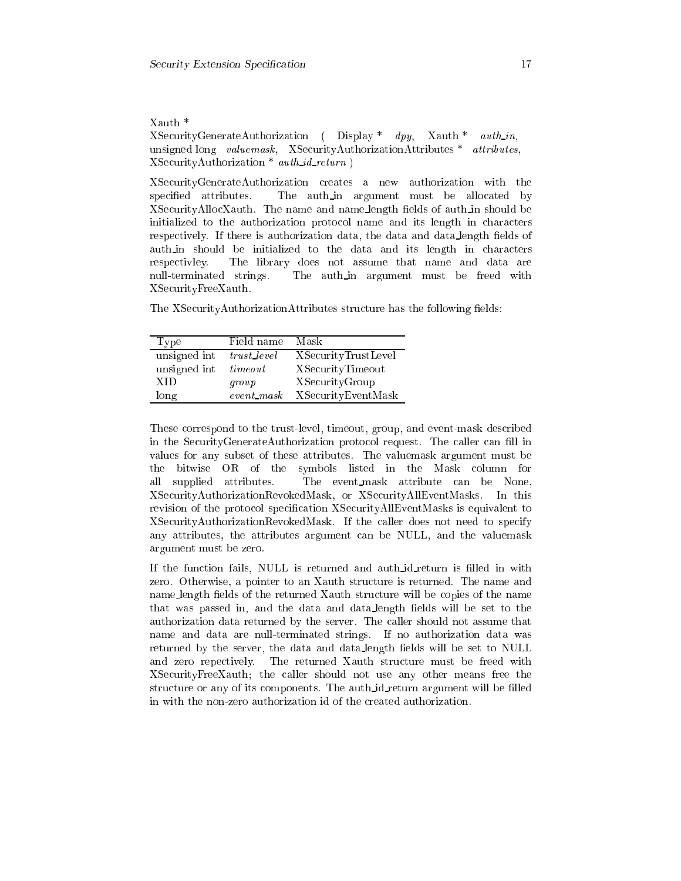Xauth *
XSecurityGenerateAuthorization ( Display * *dpy*, Xauth * *auth_in*, unsigned long *valuemask*, XSecurityAuthorizationAttributes * *attributes*, XSecurityAuthorization * *auth_id_return* )

XSecurityGenerateAuthorization creates a new authorization with the specified attributes. The auth_in argument must be allocated by XSecurityAllocXauth. The name and name_length fields of auth_in should be initialized to the authorization protocol name and its length in characters respectively. If there is authorization data, the data and data_length fields of auth_in should be initialized to the data and its length in characters respectivley. The library does not assume that name and data are null-terminated strings. The auth_in argument must be freed with XSecurityFreeXauth.

The XSecurityAuthorizationAttributes structure has the following fields:

| Type | Field name | Mask |
|---|---|---|
| unsigned int | *trust_level* | XSecurityTrustLevel |
| unsigned int | *timeout* | XSecurityTimeout |
| XID | *group* | XSecurityGroup |
| long | *event_mask* | XSecurityEventMask |

These correspond to the trust-level, timeout, group, and event-mask described in the SecurityGenerateAuthorization protocol request. The caller can fill in values for any subset of these attributes. The valuemask argument must be the bitwise OR of the symbols listed in the Mask column for all supplied attributes. The event_mask attribute can be None, XSecurityAuthorizationRevokedMask, or XSecurityAllEventMasks. In this revision of the protocol specification XSecurityAllEventMasks is equivalent to XSecurityAuthorizationRevokedMask. If the caller does not need to specify any attributes, the attributes argument can be NULL, and the valuemask argument must be zero.

If the function fails, NULL is returned and auth_id_return is filled in with zero. Otherwise, a pointer to an Xauth structure is returned. The name and name_length fields of the returned Xauth structure will be copies of the name that was passed in, and the data and data_length fields will be set to the authorization data returned by the server. The caller should not assume that name and data are null-terminated strings. If no authorization data was returned by the server, the data and data_length fields will be set to NULL and zero repectively. The returned Xauth structure must be freed with XSecurityFreeXauth; the caller should not use any other means free the structure or any of its components. The auth_id_return argument will be filled in with the non-zero authorization id of the created authorization.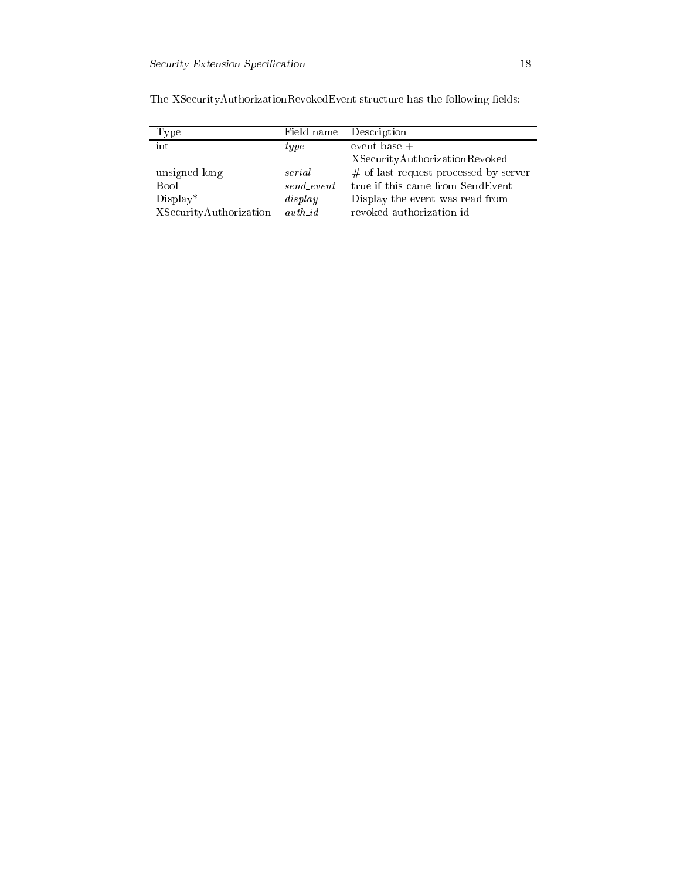The XSecurityAuthorizationRevokedEvent structure has the following fields:

| Type | Field name | Description |
|---|---|---|
| int | *type* | event base + XSecurityAuthorizationRevoked |
| unsigned long | *serial* | # of last request processed by server |
| Bool | *send_event* | true if this came from SendEvent |
| Display* | *display* | Display the event was read from |
| XSecurityAuthorization | *auth_id* | revoked authorization id |